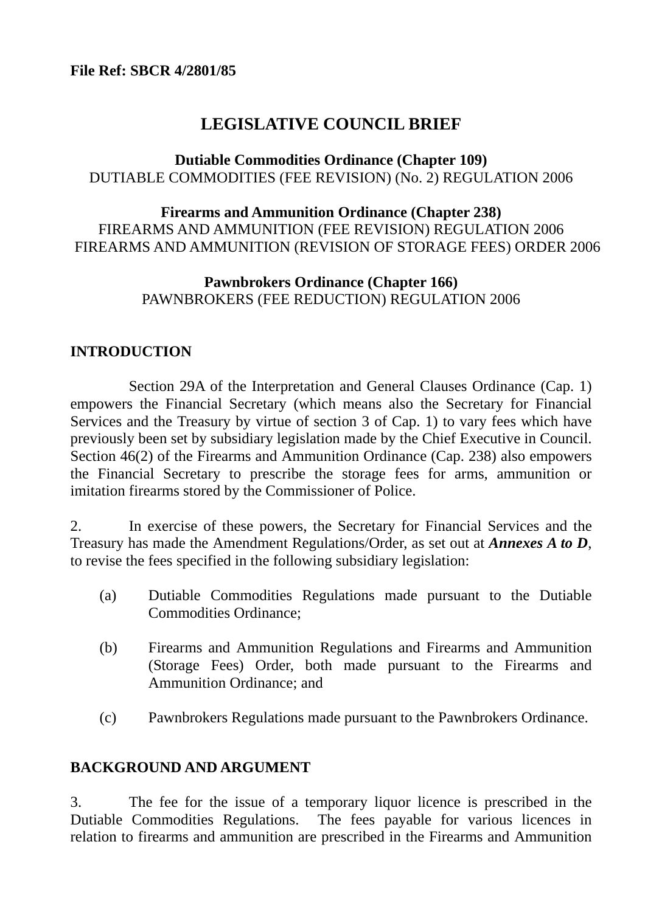**File Ref: SBCR 4/2801/85**

# LEGISLATIVE COUNCIL BRIEF

**Dutiable Commodities Ordinance (Chapter 109)**
DUTIABLE COMMODITIES (FEE REVISION) (No. 2) REGULATION 2006

**Firearms and Ammunition Ordinance (Chapter 238)**
FIREARMS AND AMMUNITION (FEE REVISION) REGULATION 2006
FIREARMS AND AMMUNITION (REVISION OF STORAGE FEES) ORDER 2006

**Pawnbrokers Ordinance (Chapter 166)**
PAWNBROKERS (FEE REDUCTION) REGULATION 2006

## INTRODUCTION

Section 29A of the Interpretation and General Clauses Ordinance (Cap. 1) empowers the Financial Secretary (which means also the Secretary for Financial Services and the Treasury by virtue of section 3 of Cap. 1) to vary fees which have previously been set by subsidiary legislation made by the Chief Executive in Council. Section 46(2) of the Firearms and Ammunition Ordinance (Cap. 238) also empowers the Financial Secretary to prescribe the storage fees for arms, ammunition or imitation firearms stored by the Commissioner of Police.

2. In exercise of these powers, the Secretary for Financial Services and the Treasury has made the Amendment Regulations/Order, as set out at ***Annexes A to D***, to revise the fees specified in the following subsidiary legislation:

(a) Dutiable Commodities Regulations made pursuant to the Dutiable Commodities Ordinance;

(b) Firearms and Ammunition Regulations and Firearms and Ammunition (Storage Fees) Order, both made pursuant to the Firearms and Ammunition Ordinance; and

(c) Pawnbrokers Regulations made pursuant to the Pawnbrokers Ordinance.

## BACKGROUND AND ARGUMENT

3. The fee for the issue of a temporary liquor licence is prescribed in the Dutiable Commodities Regulations. The fees payable for various licences in relation to firearms and ammunition are prescribed in the Firearms and Ammunition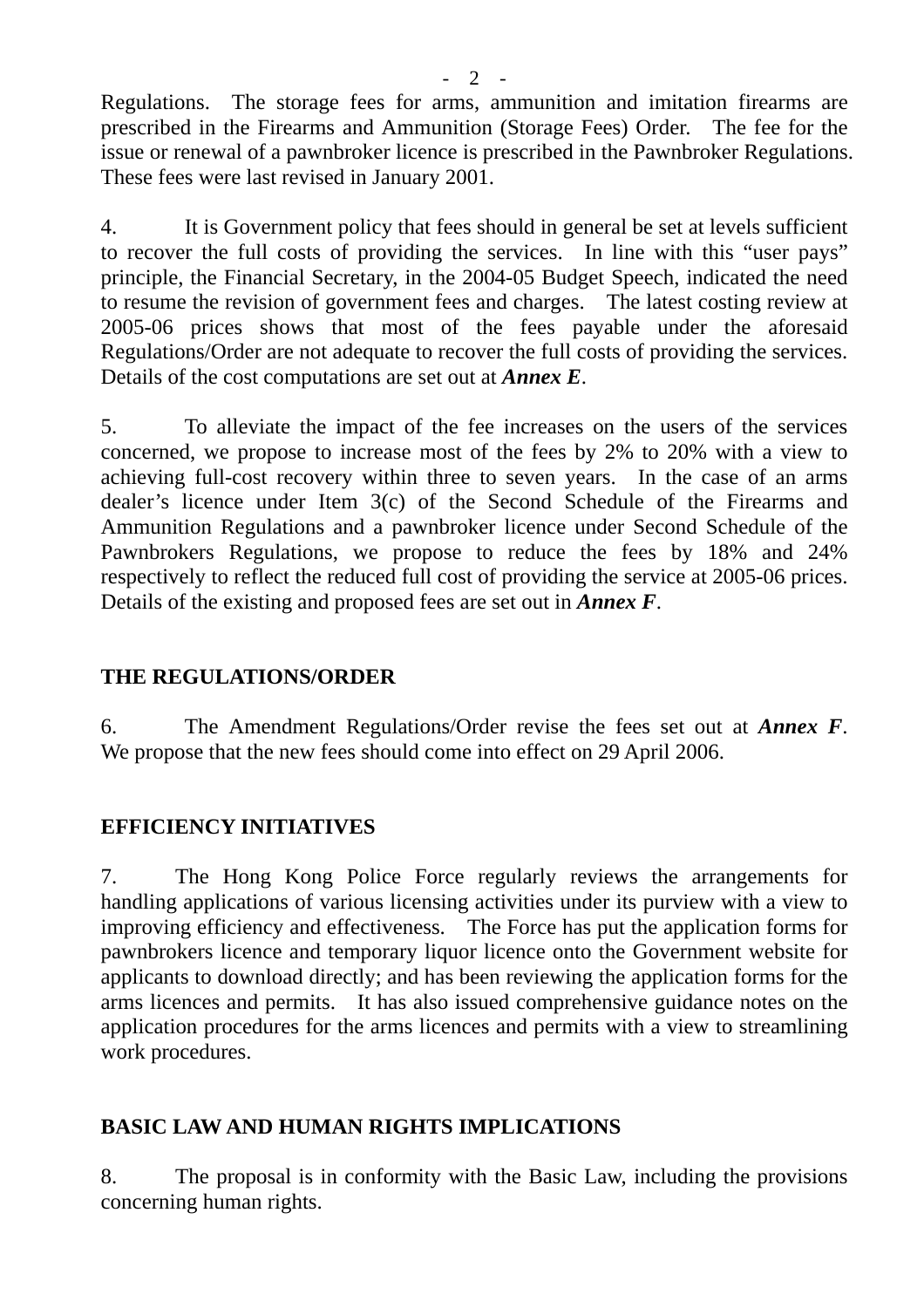Regulations. The storage fees for arms, ammunition and imitation firearms are prescribed in the Firearms and Ammunition (Storage Fees) Order. The fee for the issue or renewal of a pawnbroker licence is prescribed in the Pawnbroker Regulations. These fees were last revised in January 2001.

4. It is Government policy that fees should in general be set at levels sufficient to recover the full costs of providing the services. In line with this "user pays" principle, the Financial Secretary, in the 2004-05 Budget Speech, indicated the need to resume the revision of government fees and charges. The latest costing review at 2005-06 prices shows that most of the fees payable under the aforesaid Regulations/Order are not adequate to recover the full costs of providing the services. Details of the cost computations are set out at ***Annex E***.

5. To alleviate the impact of the fee increases on the users of the services concerned, we propose to increase most of the fees by 2% to 20% with a view to achieving full-cost recovery within three to seven years. In the case of an arms dealer's licence under Item 3(c) of the Second Schedule of the Firearms and Ammunition Regulations and a pawnbroker licence under Second Schedule of the Pawnbrokers Regulations, we propose to reduce the fees by 18% and 24% respectively to reflect the reduced full cost of providing the service at 2005-06 prices. Details of the existing and proposed fees are set out in ***Annex F***.

## THE REGULATIONS/ORDER

6. The Amendment Regulations/Order revise the fees set out at ***Annex F***. We propose that the new fees should come into effect on 29 April 2006.

## EFFICIENCY INITIATIVES

7. The Hong Kong Police Force regularly reviews the arrangements for handling applications of various licensing activities under its purview with a view to improving efficiency and effectiveness. The Force has put the application forms for pawnbrokers licence and temporary liquor licence onto the Government website for applicants to download directly; and has been reviewing the application forms for the arms licences and permits. It has also issued comprehensive guidance notes on the application procedures for the arms licences and permits with a view to streamlining work procedures.

## BASIC LAW AND HUMAN RIGHTS IMPLICATIONS

8. The proposal is in conformity with the Basic Law, including the provisions concerning human rights.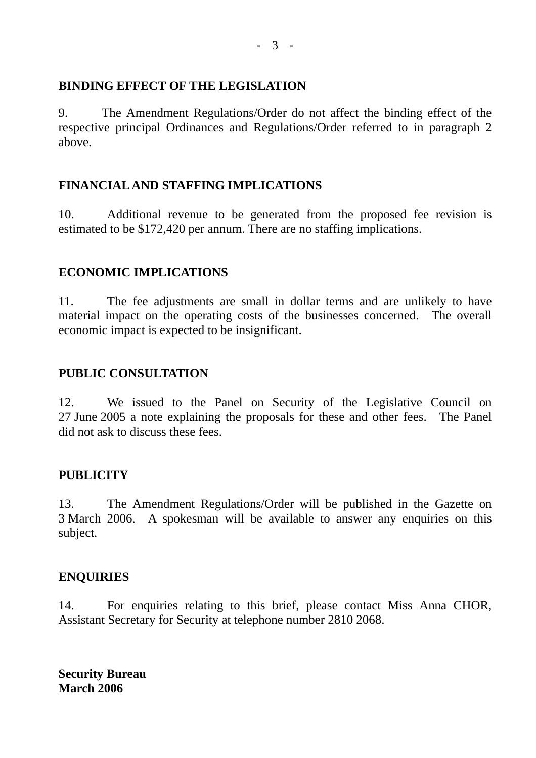## BINDING EFFECT OF THE LEGISLATION

9. The Amendment Regulations/Order do not affect the binding effect of the respective principal Ordinances and Regulations/Order referred to in paragraph 2 above.

## FINANCIAL AND STAFFING IMPLICATIONS

10. Additional revenue to be generated from the proposed fee revision is estimated to be $172,420 per annum. There are no staffing implications.

## ECONOMIC IMPLICATIONS

11. The fee adjustments are small in dollar terms and are unlikely to have material impact on the operating costs of the businesses concerned. The overall economic impact is expected to be insignificant.

## PUBLIC CONSULTATION

12. We issued to the Panel on Security of the Legislative Council on 27 June 2005 a note explaining the proposals for these and other fees. The Panel did not ask to discuss these fees.

## PUBLICITY

13. The Amendment Regulations/Order will be published in the Gazette on 3 March 2006. A spokesman will be available to answer any enquiries on this subject.

## ENQUIRIES

14. For enquiries relating to this brief, please contact Miss Anna CHOR, Assistant Secretary for Security at telephone number 2810 2068.

**Security Bureau**
**March 2006**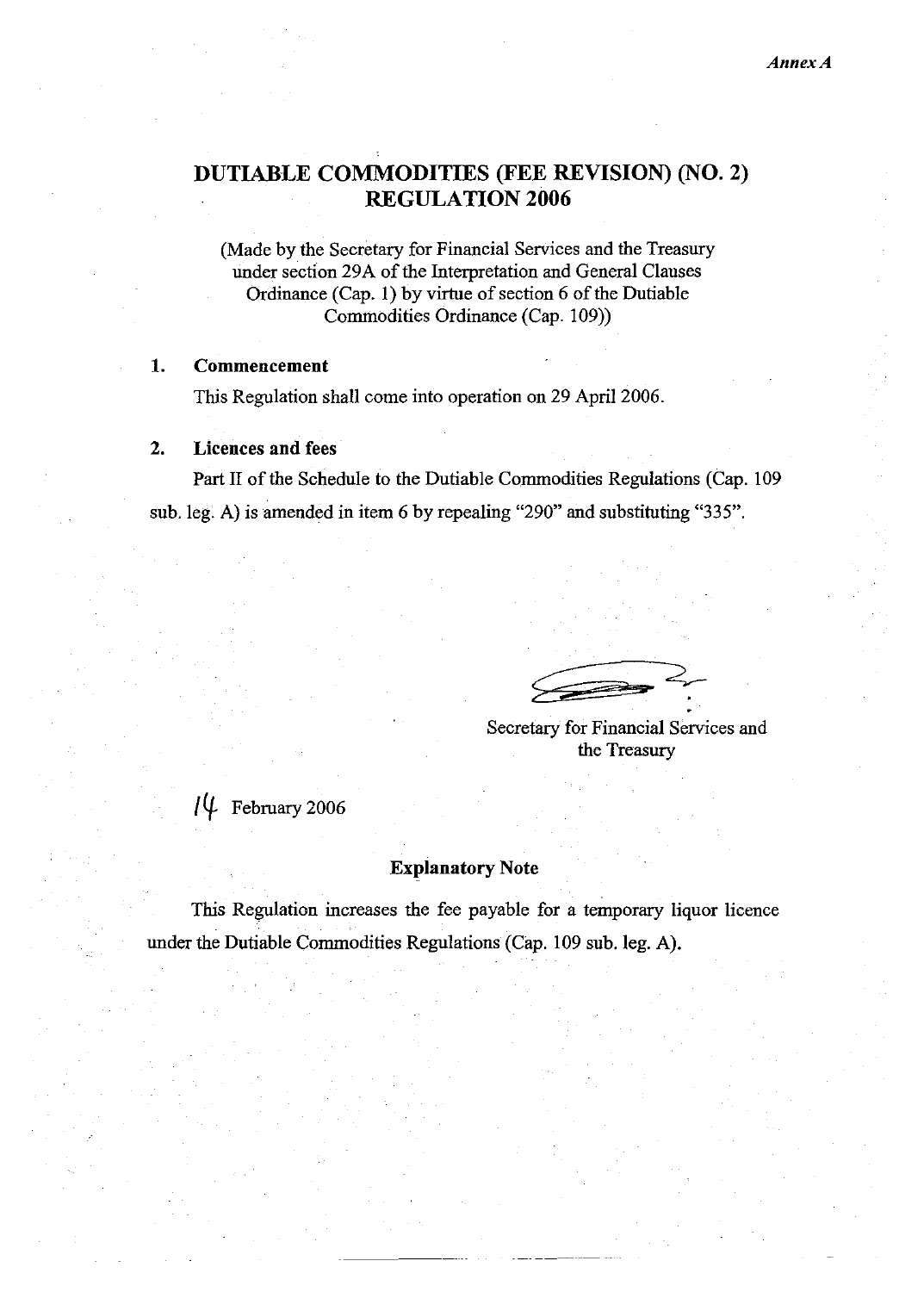*Annex A*

# DUTIABLE COMMODITIES (FEE REVISION) (NO. 2) REGULATION 2006

(Made by the Secretary for Financial Services and the Treasury under section 29A of the Interpretation and General Clauses Ordinance (Cap. 1) by virtue of section 6 of the Dutiable Commodities Ordinance (Cap. 109))

**1. Commencement**

This Regulation shall come into operation on 29 April 2006.

**2. Licences and fees**

Part II of the Schedule to the Dutiable Commodities Regulations (Cap. 109 sub. leg. A) is amended in item 6 by repealing "290" and substituting "335".

Secretary for Financial Services and the Treasury

14 February 2006

**Explanatory Note**

This Regulation increases the fee payable for a temporary liquor licence under the Dutiable Commodities Regulations (Cap. 109 sub. leg. A).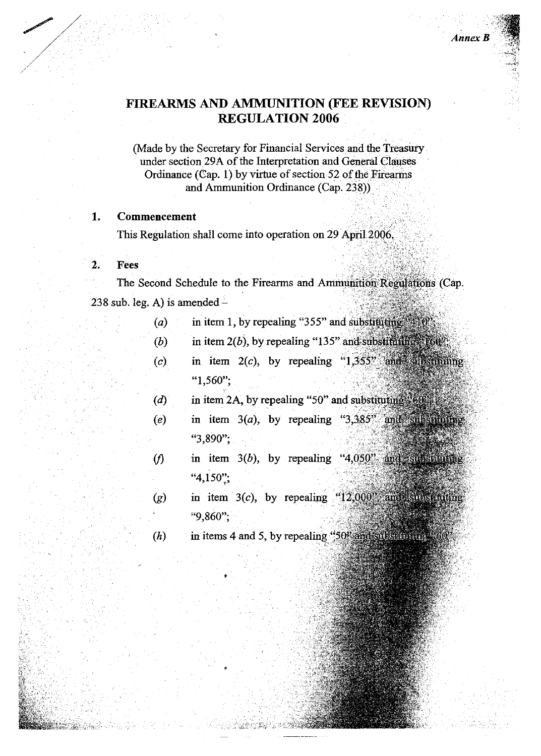*Annex B*

# FIREARMS AND AMMUNITION (FEE REVISION) REGULATION 2006

(Made by the Secretary for Financial Services and the Treasury under section 29A of the Interpretation and General Clauses Ordinance (Cap. 1) by virtue of section 52 of the Firearms and Ammunition Ordinance (Cap. 238))

**1. Commencement**

This Regulation shall come into operation on 29 April 2006.

**2. Fees**

The Second Schedule to the Firearms and Ammunition Regulations (Cap. 238 sub. leg. A) is amended –

(*a*) in item 1, by repealing "355" and substituting "410";

(*b*) in item 2(*b*), by repealing "135" and substituting "160";

(*c*) in item 2(*c*), by repealing "1,355" and substituting "1,560";

(*d*) in item 2A, by repealing "50" and substituting "60";

(*e*) in item 3(*a*), by repealing "3,385" and substituting "3,890";

(*f*) in item 3(*b*), by repealing "4,050" and substituting "4,150";

(*g*) in item 3(*c*), by repealing "12,000" and substituting "9,860";

(*h*) in items 4 and 5, by repealing "50" and substituting "60".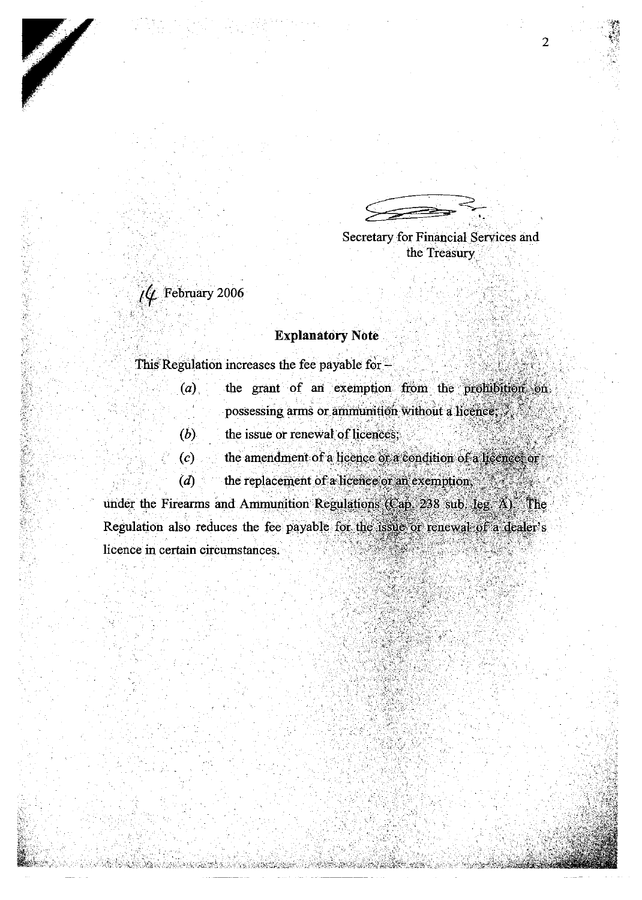Secretary for Financial Services and the Treasury

14 February 2006

**Explanatory Note**

This Regulation increases the fee payable for –

(*a*) the grant of an exemption from the prohibition on possessing arms or ammunition without a licence;

(*b*) the issue or renewal of licences;

(*c*) the amendment of a licence or a condition of a licence; or

(*d*) the replacement of a licence or an exemption,

under the Firearms and Ammunition Regulations (Cap. 238 sub. leg. A). The Regulation also reduces the fee payable for the issue or renewal of a dealer's licence in certain circumstances.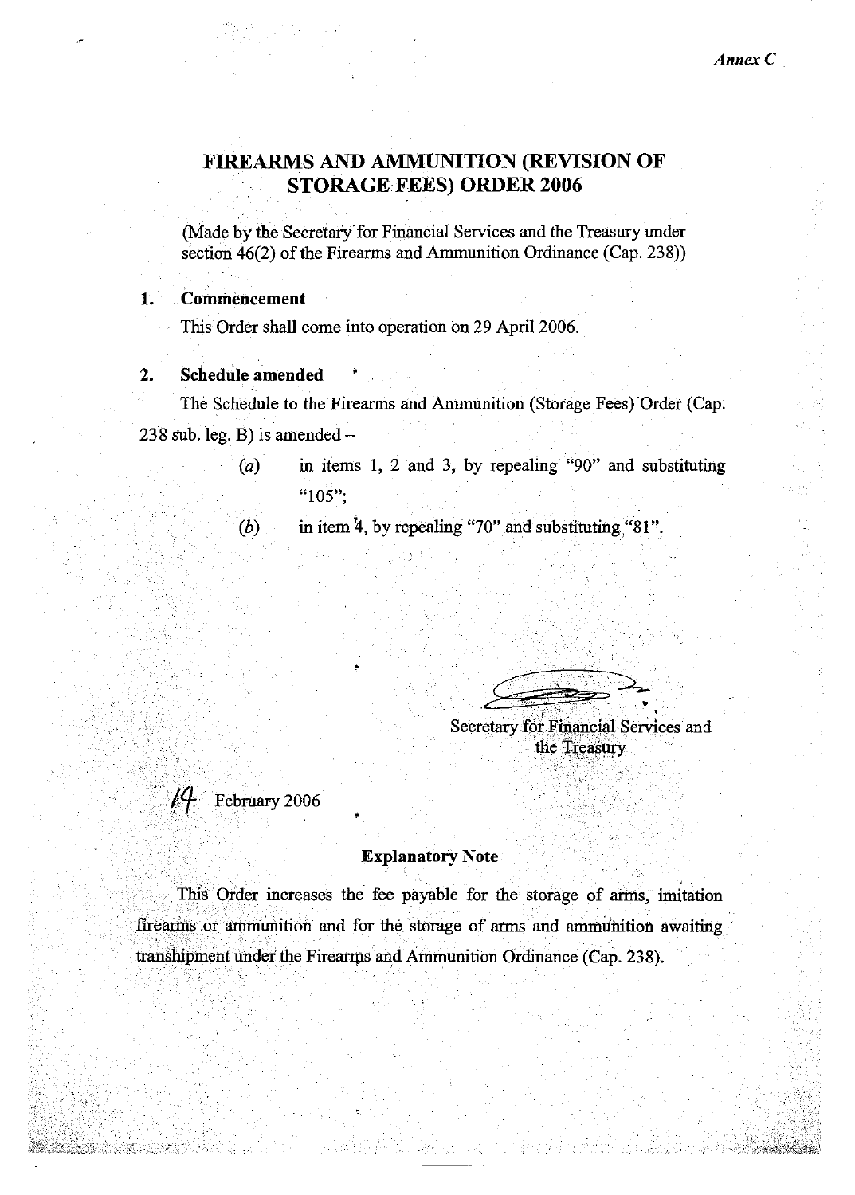*Annex C*

# FIREARMS AND AMMUNITION (REVISION OF STORAGE FEES) ORDER 2006

(Made by the Secretary for Financial Services and the Treasury under section 46(2) of the Firearms and Ammunition Ordinance (Cap. 238))

**1. Commencement**

This Order shall come into operation on 29 April 2006.

**2. Schedule amended**

The Schedule to the Firearms and Ammunition (Storage Fees) Order (Cap. 238 sub. leg. B) is amended –

(*a*) in items 1, 2 and 3, by repealing "90" and substituting "105";

(*b*) in item 4, by repealing "70" and substituting "81".

Secretary for Financial Services and the Treasury

14 February 2006

**Explanatory Note**

This Order increases the fee payable for the storage of arms, imitation firearms or ammunition and for the storage of arms and ammunition awaiting transhipment under the Firearms and Ammunition Ordinance (Cap. 238).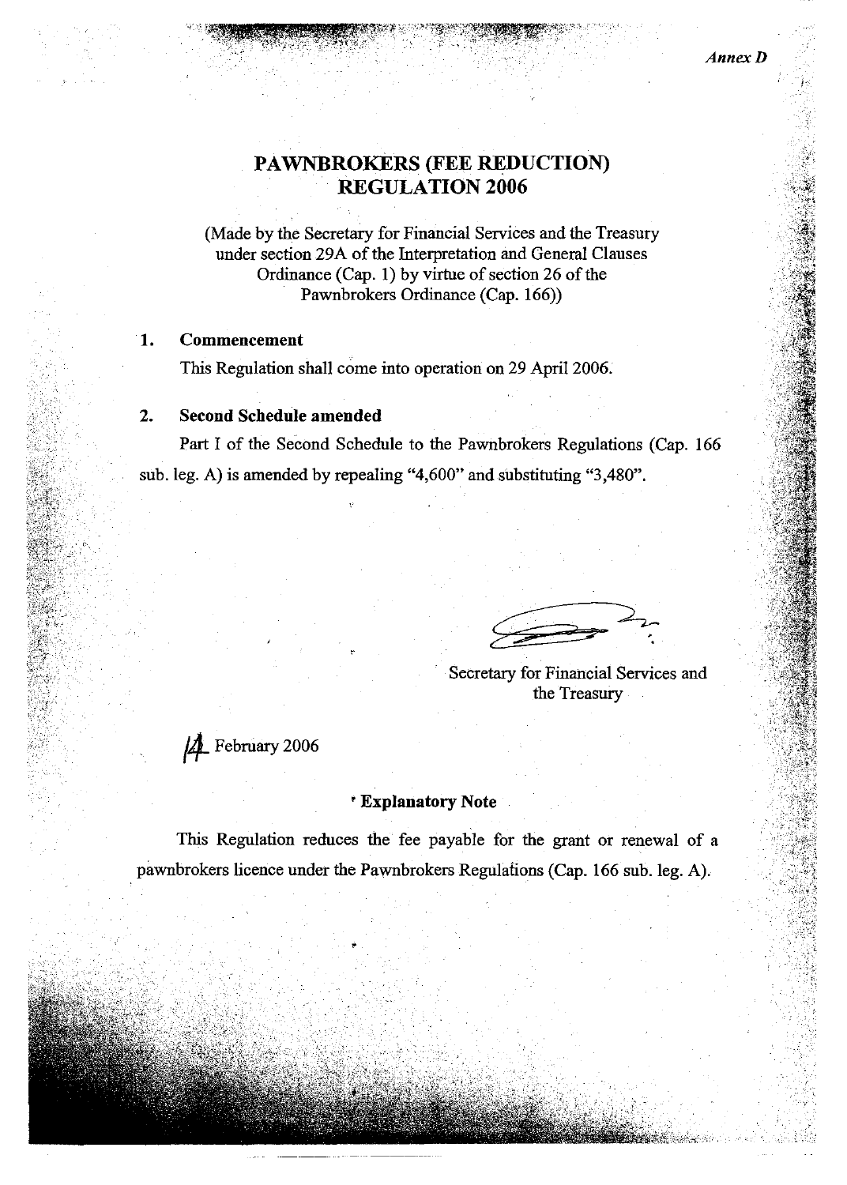*Annex D*

# PAWNBROKERS (FEE REDUCTION) REGULATION 2006

(Made by the Secretary for Financial Services and the Treasury under section 29A of the Interpretation and General Clauses Ordinance (Cap. 1) by virtue of section 26 of the Pawnbrokers Ordinance (Cap. 166))

**1. Commencement**

This Regulation shall come into operation on 29 April 2006.

**2. Second Schedule amended**

Part I of the Second Schedule to the Pawnbrokers Regulations (Cap. 166 sub. leg. A) is amended by repealing "4,600" and substituting "3,480".

Secretary for Financial Services and the Treasury

14 February 2006

**Explanatory Note**

This Regulation reduces the fee payable for the grant or renewal of a pawnbrokers licence under the Pawnbrokers Regulations (Cap. 166 sub. leg. A).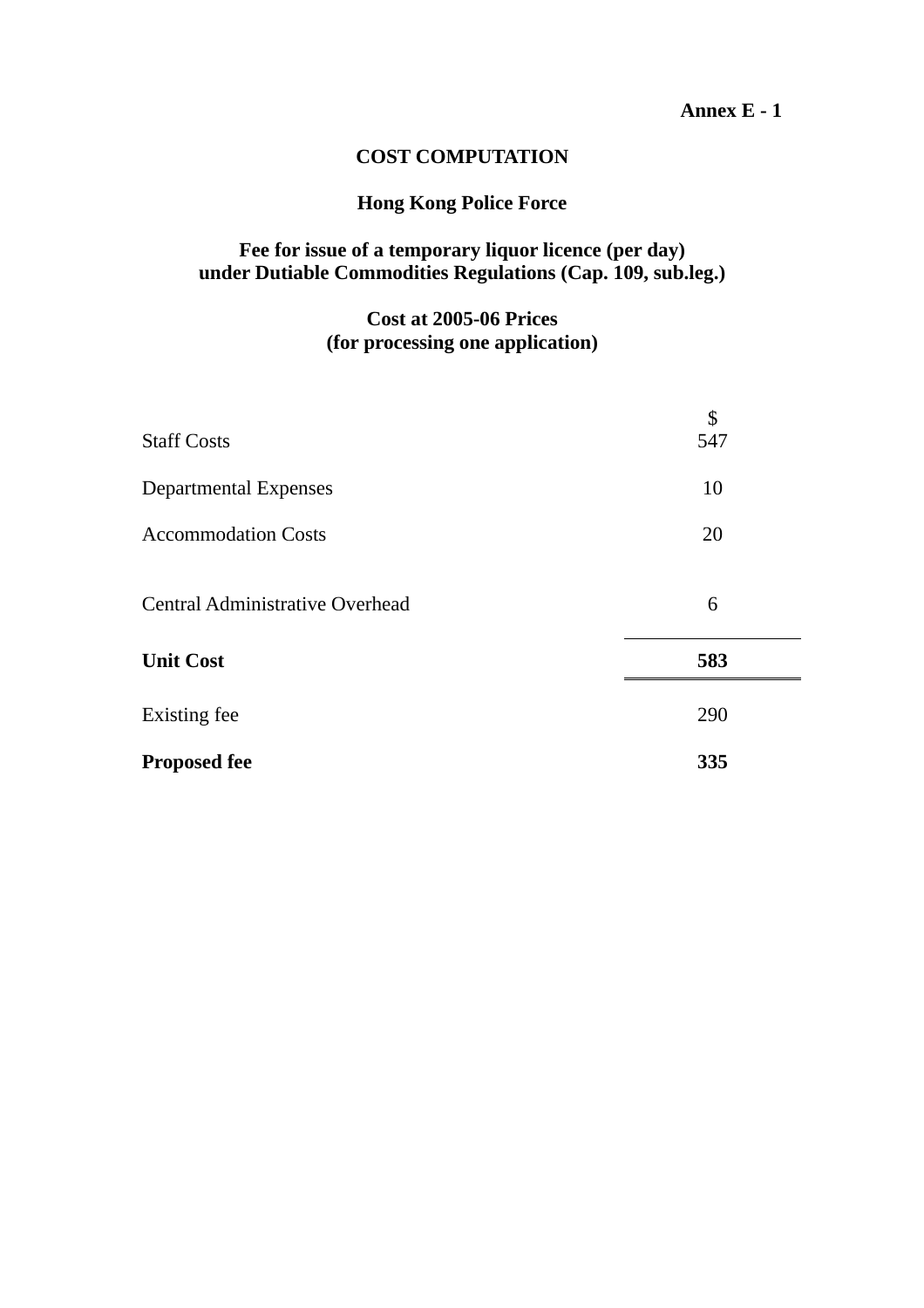**Annex E - 1**

# COST COMPUTATION

## Hong Kong Police Force

## Fee for issue of a temporary liquor licence (per day) under Dutiable Commodities Regulations (Cap. 109, sub.leg.)

### Cost at 2005-06 Prices (for processing one application)

| | $ |
|---|---|
| Staff Costs | 547 |
| Departmental Expenses | 10 |
| Accommodation Costs | 20 |
| Central Administrative Overhead | 6 |
| **Unit Cost** | **583** |
| Existing fee | 290 |
| **Proposed fee** | **335** |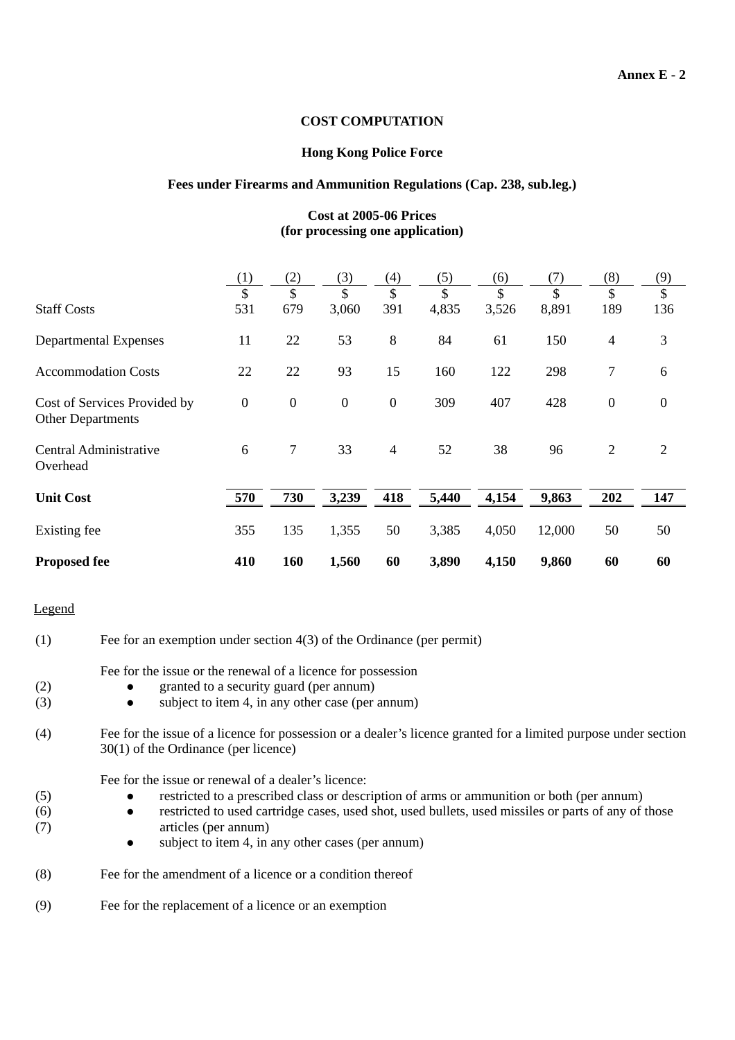**Annex E - 2**

**COST COMPUTATION**

**Hong Kong Police Force**

**Fees under Firearms and Ammunition Regulations (Cap. 238, sub.leg.)**

**Cost at 2005-06 Prices**
**(for processing one application)**

| | (1) | (2) | (3) | (4) | (5) | (6) | (7) | (8) | (9) |
|---|---|---|---|---|---|---|---|---|---|
| | $ | $ | $ | $ | $ | $ | $ | $ | $ |
| Staff Costs | 531 | 679 | 3,060 | 391 | 4,835 | 3,526 | 8,891 | 189 | 136 |
| Departmental Expenses | 11 | 22 | 53 | 8 | 84 | 61 | 150 | 4 | 3 |
| Accommodation Costs | 22 | 22 | 93 | 15 | 160 | 122 | 298 | 7 | 6 |
| Cost of Services Provided by Other Departments | 0 | 0 | 0 | 0 | 309 | 407 | 428 | 0 | 0 |
| Central Administrative Overhead | 6 | 7 | 33 | 4 | 52 | 38 | 96 | 2 | 2 |
| **Unit Cost** | **570** | **730** | **3,239** | **418** | **5,440** | **4,154** | **9,863** | **202** | **147** |
| Existing fee | 355 | 135 | 1,355 | 50 | 3,385 | 4,050 | 12,000 | 50 | 50 |
| **Proposed fee** | **410** | **160** | **1,560** | **60** | **3,890** | **4,150** | **9,860** | **60** | **60** |

Legend

(1) Fee for an exemption under section 4(3) of the Ordinance (per permit)

Fee for the issue or the renewal of a licence for possession

(2) ● granted to a security guard (per annum)

(3) ● subject to item 4, in any other case (per annum)

(4) Fee for the issue of a licence for possession or a dealer's licence granted for a limited purpose under section 30(1) of the Ordinance (per licence)

Fee for the issue or renewal of a dealer's licence:

(5) ● restricted to a prescribed class or description of arms or ammunition or both (per annum)

(6) ● restricted to used cartridge cases, used shot, used bullets, used missiles or parts of any of those articles (per annum)

(7) ● subject to item 4, in any other cases (per annum)

(8) Fee for the amendment of a licence or a condition thereof

(9) Fee for the replacement of a licence or an exemption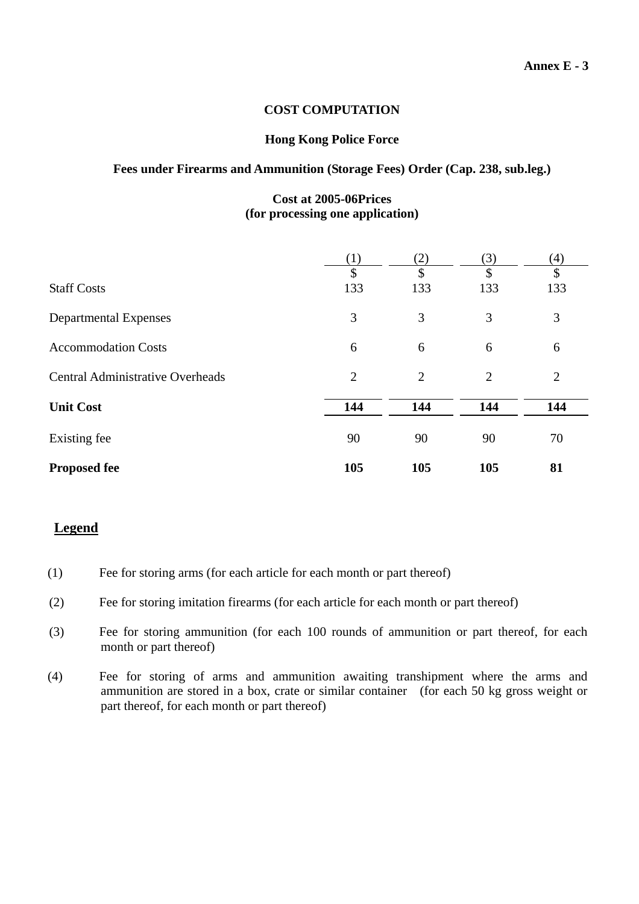**Annex E - 3**

**COST COMPUTATION**

**Hong Kong Police Force**

**Fees under Firearms and Ammunition (Storage Fees) Order (Cap. 238, sub.leg.)**

**Cost at 2005-06Prices**
**(for processing one application)**

| | (1) | (2) | (3) | (4) |
|---|---|---|---|---|
| | $ | $ | $ | $ |
| Staff Costs | 133 | 133 | 133 | 133 |
| Departmental Expenses | 3 | 3 | 3 | 3 |
| Accommodation Costs | 6 | 6 | 6 | 6 |
| Central Administrative Overheads | 2 | 2 | 2 | 2 |
| **Unit Cost** | **144** | **144** | **144** | **144** |
| Existing fee | 90 | 90 | 90 | 70 |
| **Proposed fee** | **105** | **105** | **105** | **81** |

**Legend**

(1) Fee for storing arms (for each article for each month or part thereof)

(2) Fee for storing imitation firearms (for each article for each month or part thereof)

(3) Fee for storing ammunition (for each 100 rounds of ammunition or part thereof, for each month or part thereof)

(4) Fee for storing of arms and ammunition awaiting transhipment where the arms and ammunition are stored in a box, crate or similar container (for each 50 kg gross weight or part thereof, for each month or part thereof)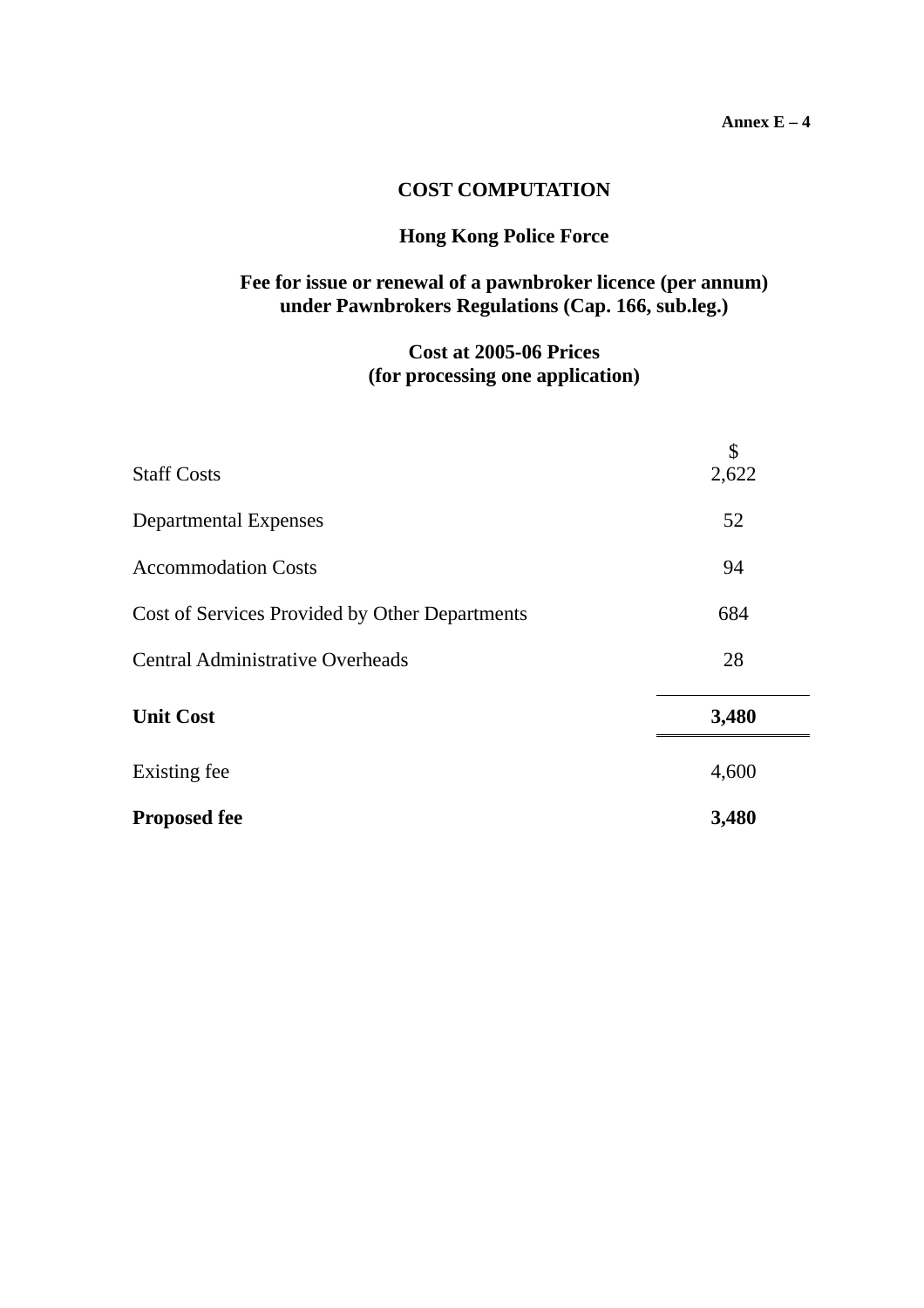Annex E – 4

# COST COMPUTATION

## Hong Kong Police Force

### Fee for issue or renewal of a pawnbroker licence (per annum) under Pawnbrokers Regulations (Cap. 166, sub.leg.)

### Cost at 2005-06 Prices (for processing one application)

| | $ |
|---|---|
| Staff Costs | 2,622 |
| Departmental Expenses | 52 |
| Accommodation Costs | 94 |
| Cost of Services Provided by Other Departments | 684 |
| Central Administrative Overheads | 28 |
| **Unit Cost** | **3,480** |
| Existing fee | 4,600 |
| **Proposed fee** | **3,480** |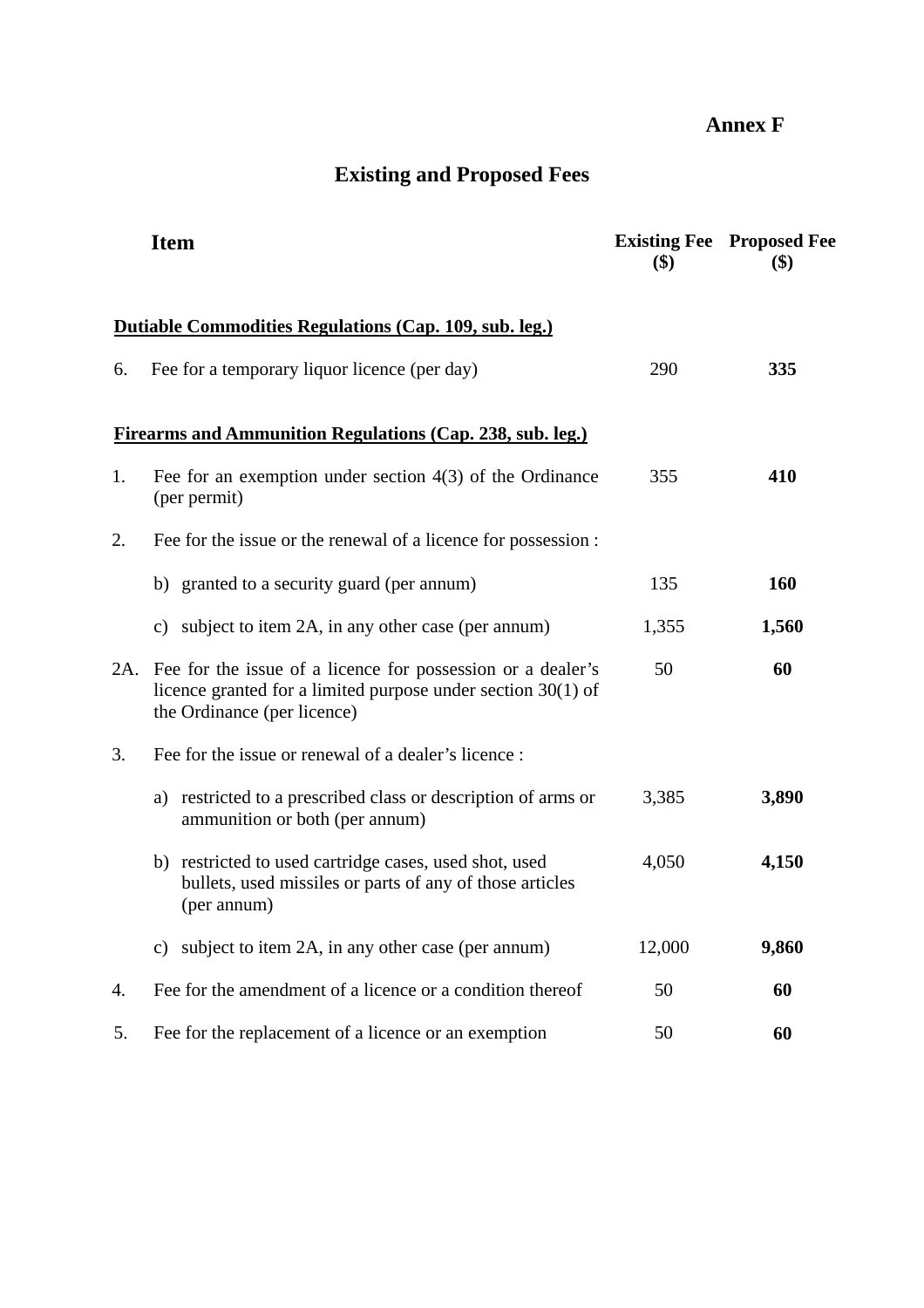**Annex F**

# Existing and Proposed Fees

| | Item | Existing Fee ($) | Proposed Fee ($) |
|---|---|---|---|
| | **Dutiable Commodities Regulations (Cap. 109, sub. leg.)** | | |
| 6. | Fee for a temporary liquor licence (per day) | 290 | **335** |
| | **Firearms and Ammunition Regulations (Cap. 238, sub. leg.)** | | |
| 1. | Fee for an exemption under section 4(3) of the Ordinance (per permit) | 355 | **410** |
| 2. | Fee for the issue or the renewal of a licence for possession : | | |
| | b) granted to a security guard (per annum) | 135 | **160** |
| | c) subject to item 2A, in any other case (per annum) | 1,355 | **1,560** |
| 2A. | Fee for the issue of a licence for possession or a dealer's licence granted for a limited purpose under section 30(1) of the Ordinance (per licence) | 50 | **60** |
| 3. | Fee for the issue or renewal of a dealer's licence : | | |
| | a) restricted to a prescribed class or description of arms or ammunition or both (per annum) | 3,385 | **3,890** |
| | b) restricted to used cartridge cases, used shot, used bullets, used missiles or parts of any of those articles (per annum) | 4,050 | **4,150** |
| | c) subject to item 2A, in any other case (per annum) | 12,000 | **9,860** |
| 4. | Fee for the amendment of a licence or a condition thereof | 50 | **60** |
| 5. | Fee for the replacement of a licence or an exemption | 50 | **60** |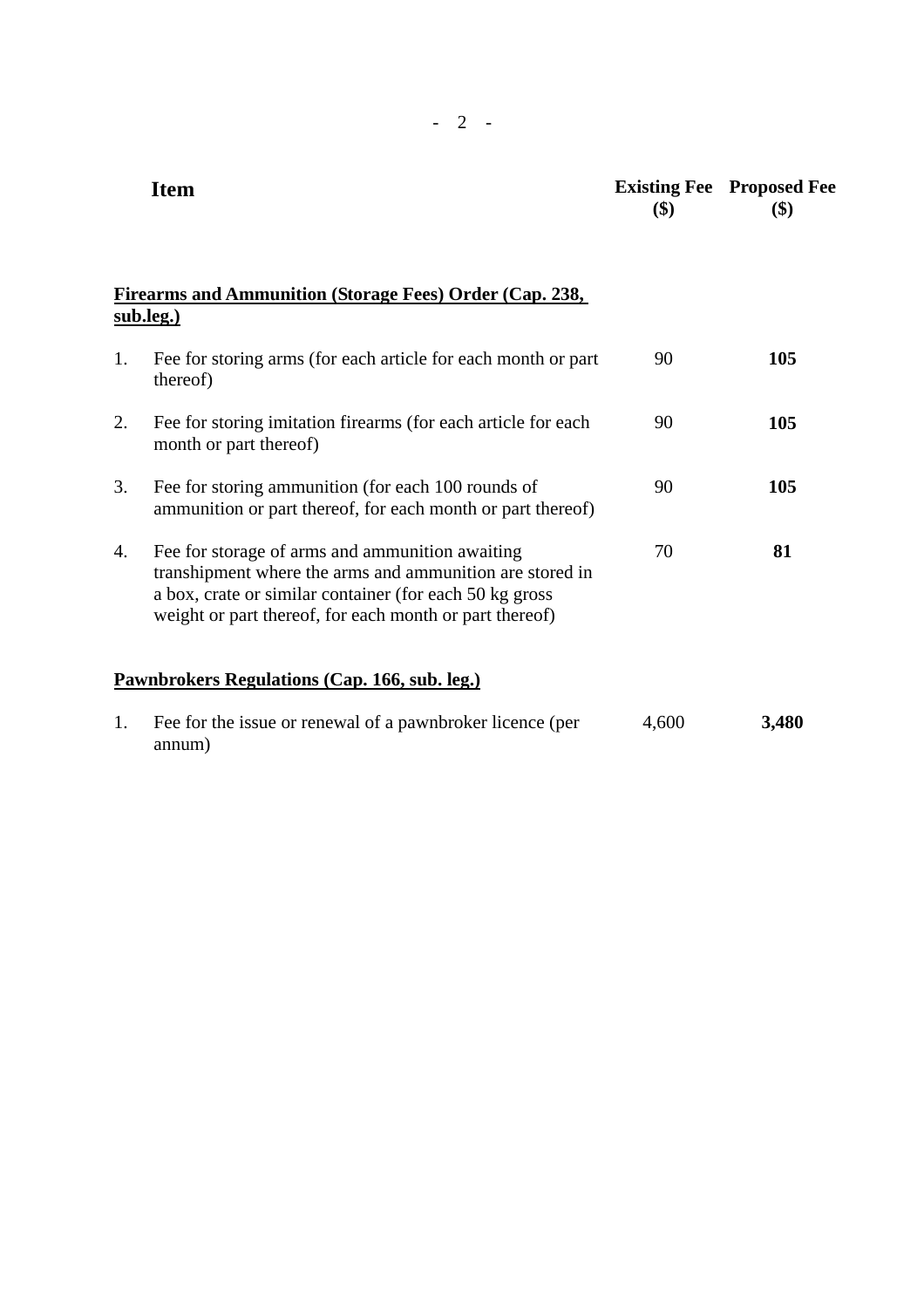| | Item | Existing Fee ($) | Proposed Fee ($) |
|---|---|---|---|
| | **Firearms and Ammunition (Storage Fees) Order (Cap. 238, sub.leg.)** | | |
| 1. | Fee for storing arms (for each article for each month or part thereof) | 90 | **105** |
| 2. | Fee for storing imitation firearms (for each article for each month or part thereof) | 90 | **105** |
| 3. | Fee for storing ammunition (for each 100 rounds of ammunition or part thereof, for each month or part thereof) | 90 | **105** |
| 4. | Fee for storage of arms and ammunition awaiting transhipment where the arms and ammunition are stored in a box, crate or similar container (for each 50 kg gross weight or part thereof, for each month or part thereof) | 70 | **81** |
| | **Pawnbrokers Regulations (Cap. 166, sub. leg.)** | | |
| 1. | Fee for the issue or renewal of a pawnbroker licence (per annum) | 4,600 | **3,480** |